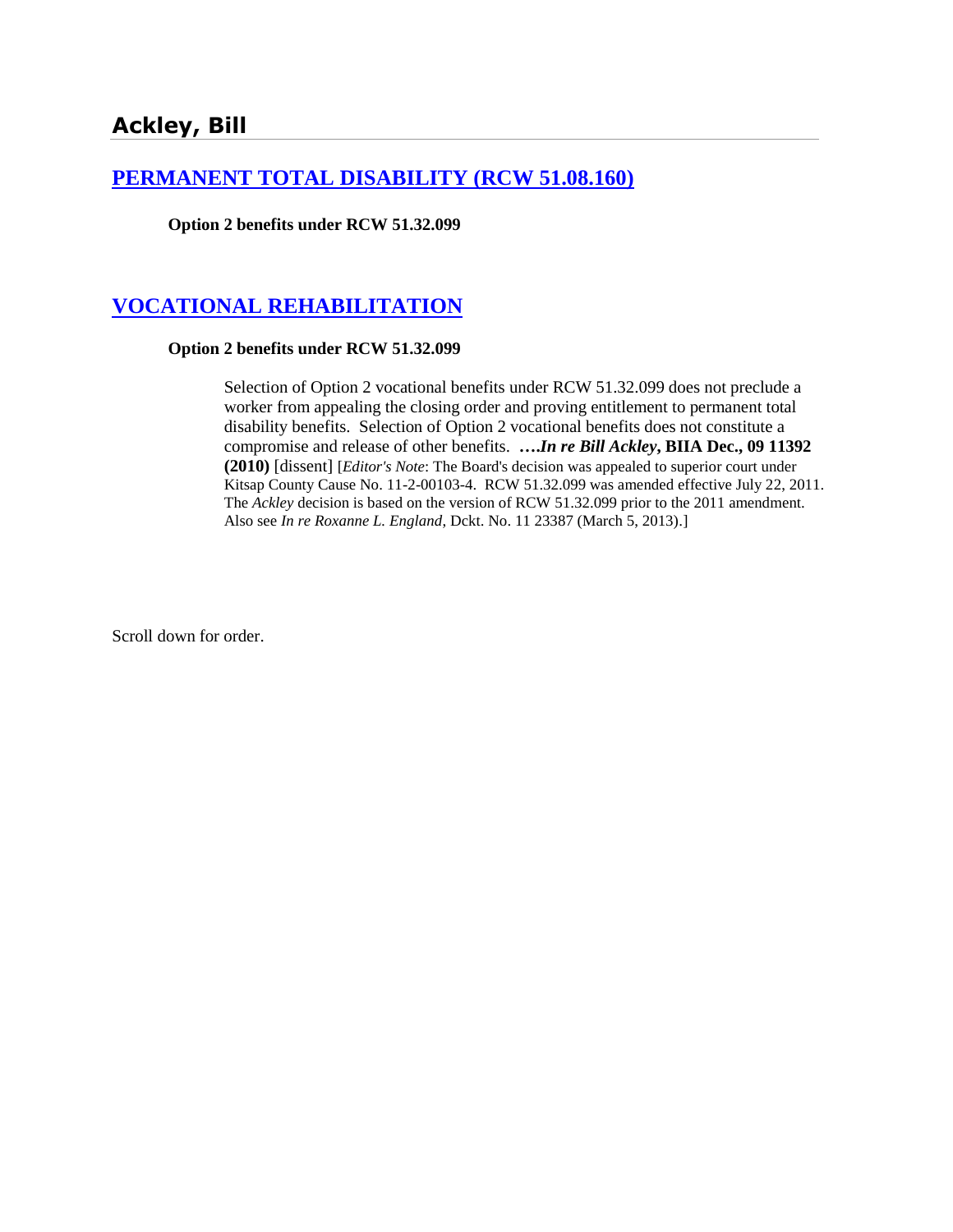## Ackley, Bill

### [PERMANENT TOTAL DISABILITY (RCW 51.08.160)]

**Option 2 benefits under RCW 51.32.099**

### [VOCATIONAL REHABILITATION]

**Option 2 benefits under RCW 51.32.099**

Selection of Option 2 vocational benefits under RCW 51.32.099 does not preclude a worker from appealing the closing order and proving entitlement to permanent total disability benefits. Selection of Option 2 vocational benefits does not constitute a compromise and release of other benefits. **….*In re Bill Ackley*, BIIA Dec., 09 11392 (2010)** [dissent] [*Editor's Note*: The Board's decision was appealed to superior court under Kitsap County Cause No. 11-2-00103-4. RCW 51.32.099 was amended effective July 22, 2011. The *Ackley* decision is based on the version of RCW 51.32.099 prior to the 2011 amendment. Also see *In re Roxanne L. England*, Dckt. No. 11 23387 (March 5, 2013).]

Scroll down for order.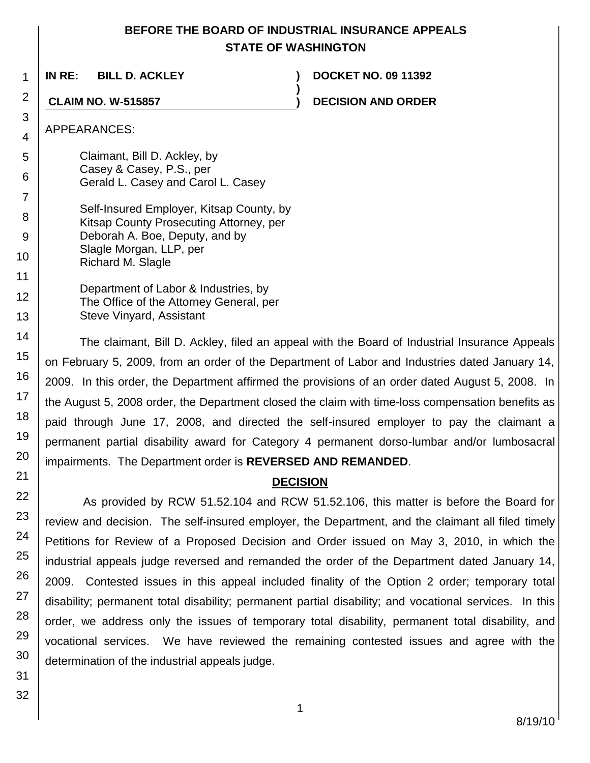# BEFORE THE BOARD OF INDUSTRIAL INSURANCE APPEALS
# STATE OF WASHINGTON

**IN RE: BILL D. ACKLEY** ) **DOCKET NO. 09 11392**
)
**CLAIM NO. W-515857** ) **DECISION AND ORDER**

APPEARANCES:

Claimant, Bill D. Ackley, by
Casey & Casey, P.S., per
Gerald L. Casey and Carol L. Casey

Self-Insured Employer, Kitsap County, by
Kitsap County Prosecuting Attorney, per
Deborah A. Boe, Deputy, and by
Slagle Morgan, LLP, per
Richard M. Slagle

Department of Labor & Industries, by
The Office of the Attorney General, per
Steve Vinyard, Assistant

The claimant, Bill D. Ackley, filed an appeal with the Board of Industrial Insurance Appeals on February 5, 2009, from an order of the Department of Labor and Industries dated January 14, 2009. In this order, the Department affirmed the provisions of an order dated August 5, 2008. In the August 5, 2008 order, the Department closed the claim with time-loss compensation benefits as paid through June 17, 2008, and directed the self-insured employer to pay the claimant a permanent partial disability award for Category 4 permanent dorso-lumbar and/or lumbosacral impairments. The Department order is **REVERSED AND REMANDED**.

## DECISION

As provided by RCW 51.52.104 and RCW 51.52.106, this matter is before the Board for review and decision. The self-insured employer, the Department, and the claimant all filed timely Petitions for Review of a Proposed Decision and Order issued on May 3, 2010, in which the industrial appeals judge reversed and remanded the order of the Department dated January 14, 2009. Contested issues in this appeal included finality of the Option 2 order; temporary total disability; permanent total disability; permanent partial disability; and vocational services. In this order, we address only the issues of temporary total disability, permanent total disability, and vocational services. We have reviewed the remaining contested issues and agree with the determination of the industrial appeals judge.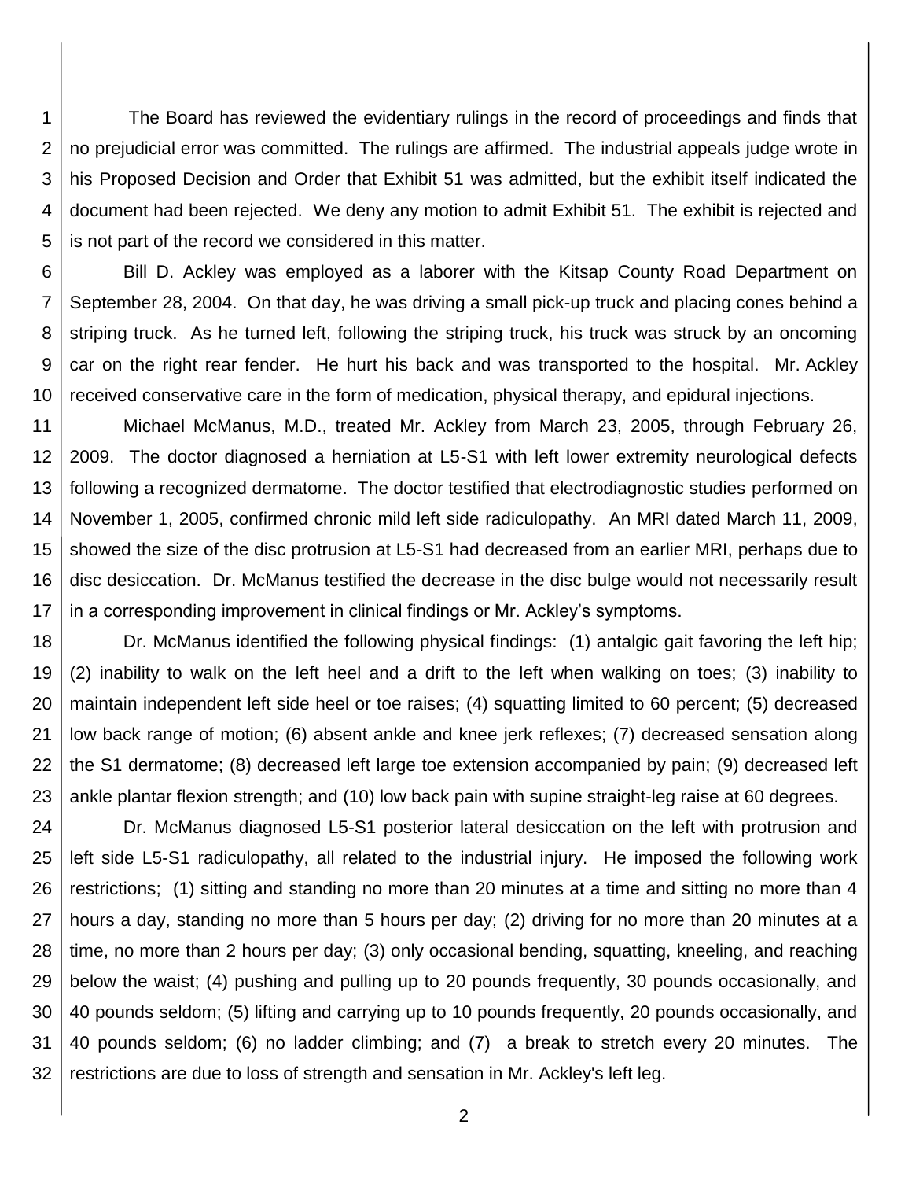The Board has reviewed the evidentiary rulings in the record of proceedings and finds that no prejudicial error was committed. The rulings are affirmed. The industrial appeals judge wrote in his Proposed Decision and Order that Exhibit 51 was admitted, but the exhibit itself indicated the document had been rejected. We deny any motion to admit Exhibit 51. The exhibit is rejected and is not part of the record we considered in this matter.

Bill D. Ackley was employed as a laborer with the Kitsap County Road Department on September 28, 2004. On that day, he was driving a small pick-up truck and placing cones behind a striping truck. As he turned left, following the striping truck, his truck was struck by an oncoming car on the right rear fender. He hurt his back and was transported to the hospital. Mr. Ackley received conservative care in the form of medication, physical therapy, and epidural injections.

Michael McManus, M.D., treated Mr. Ackley from March 23, 2005, through February 26, 2009. The doctor diagnosed a herniation at L5-S1 with left lower extremity neurological defects following a recognized dermatome. The doctor testified that electrodiagnostic studies performed on November 1, 2005, confirmed chronic mild left side radiculopathy. An MRI dated March 11, 2009, showed the size of the disc protrusion at L5-S1 had decreased from an earlier MRI, perhaps due to disc desiccation. Dr. McManus testified the decrease in the disc bulge would not necessarily result in a corresponding improvement in clinical findings or Mr. Ackley's symptoms.

Dr. McManus identified the following physical findings: (1) antalgic gait favoring the left hip; (2) inability to walk on the left heel and a drift to the left when walking on toes; (3) inability to maintain independent left side heel or toe raises; (4) squatting limited to 60 percent; (5) decreased low back range of motion; (6) absent ankle and knee jerk reflexes; (7) decreased sensation along the S1 dermatome; (8) decreased left large toe extension accompanied by pain; (9) decreased left ankle plantar flexion strength; and (10) low back pain with supine straight-leg raise at 60 degrees.

Dr. McManus diagnosed L5-S1 posterior lateral desiccation on the left with protrusion and left side L5-S1 radiculopathy, all related to the industrial injury. He imposed the following work restrictions; (1) sitting and standing no more than 20 minutes at a time and sitting no more than 4 hours a day, standing no more than 5 hours per day; (2) driving for no more than 20 minutes at a time, no more than 2 hours per day; (3) only occasional bending, squatting, kneeling, and reaching below the waist; (4) pushing and pulling up to 20 pounds frequently, 30 pounds occasionally, and 40 pounds seldom; (5) lifting and carrying up to 10 pounds frequently, 20 pounds occasionally, and 40 pounds seldom; (6) no ladder climbing; and (7) a break to stretch every 20 minutes. The restrictions are due to loss of strength and sensation in Mr. Ackley's left leg.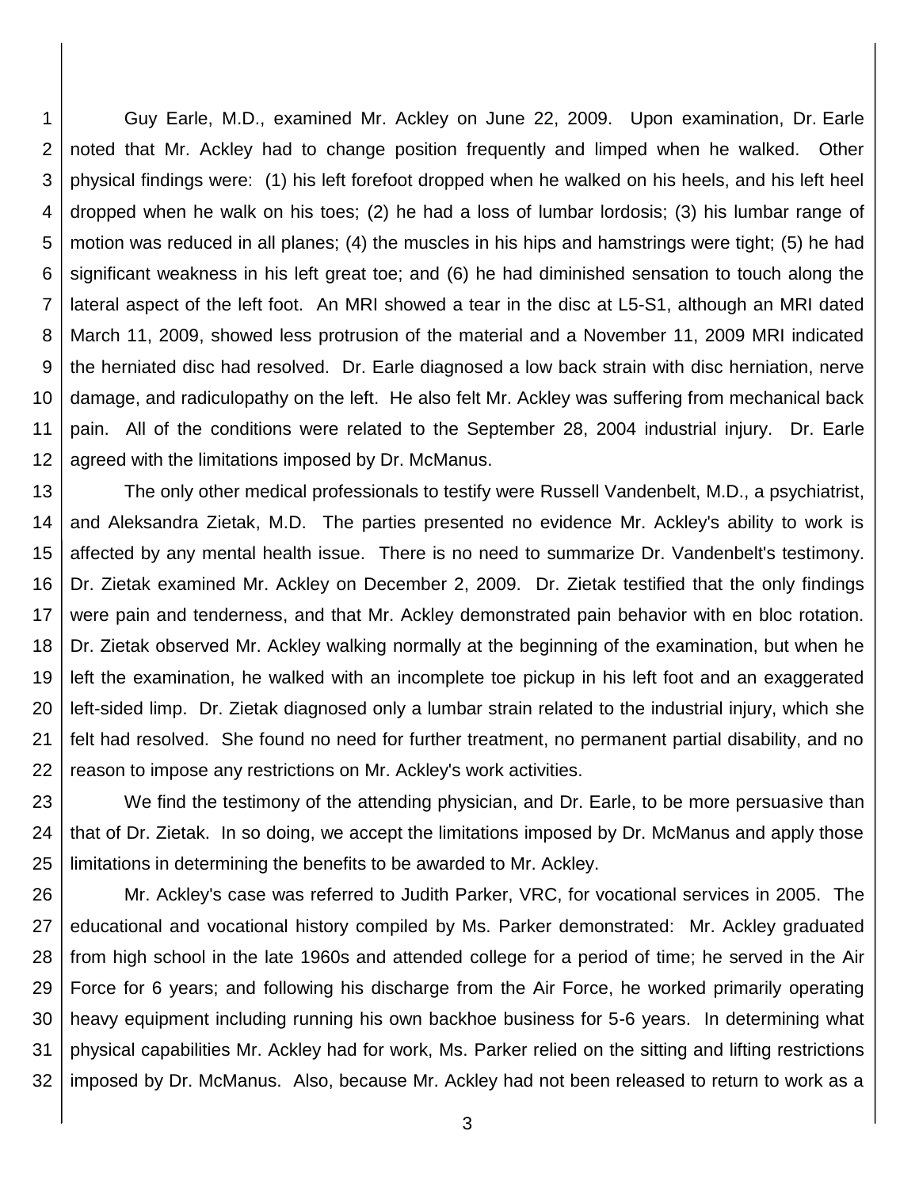Guy Earle, M.D., examined Mr. Ackley on June 22, 2009. Upon examination, Dr. Earle noted that Mr. Ackley had to change position frequently and limped when he walked. Other physical findings were: (1) his left forefoot dropped when he walked on his heels, and his left heel dropped when he walk on his toes; (2) he had a loss of lumbar lordosis; (3) his lumbar range of motion was reduced in all planes; (4) the muscles in his hips and hamstrings were tight; (5) he had significant weakness in his left great toe; and (6) he had diminished sensation to touch along the lateral aspect of the left foot. An MRI showed a tear in the disc at L5-S1, although an MRI dated March 11, 2009, showed less protrusion of the material and a November 11, 2009 MRI indicated the herniated disc had resolved. Dr. Earle diagnosed a low back strain with disc herniation, nerve damage, and radiculopathy on the left. He also felt Mr. Ackley was suffering from mechanical back pain. All of the conditions were related to the September 28, 2004 industrial injury. Dr. Earle agreed with the limitations imposed by Dr. McManus.

The only other medical professionals to testify were Russell Vandenbelt, M.D., a psychiatrist, and Aleksandra Zietak, M.D. The parties presented no evidence Mr. Ackley's ability to work is affected by any mental health issue. There is no need to summarize Dr. Vandenbelt's testimony. Dr. Zietak examined Mr. Ackley on December 2, 2009. Dr. Zietak testified that the only findings were pain and tenderness, and that Mr. Ackley demonstrated pain behavior with en bloc rotation. Dr. Zietak observed Mr. Ackley walking normally at the beginning of the examination, but when he left the examination, he walked with an incomplete toe pickup in his left foot and an exaggerated left-sided limp. Dr. Zietak diagnosed only a lumbar strain related to the industrial injury, which she felt had resolved. She found no need for further treatment, no permanent partial disability, and no reason to impose any restrictions on Mr. Ackley's work activities.

We find the testimony of the attending physician, and Dr. Earle, to be more persuasive than that of Dr. Zietak. In so doing, we accept the limitations imposed by Dr. McManus and apply those limitations in determining the benefits to be awarded to Mr. Ackley.

Mr. Ackley's case was referred to Judith Parker, VRC, for vocational services in 2005. The educational and vocational history compiled by Ms. Parker demonstrated: Mr. Ackley graduated from high school in the late 1960s and attended college for a period of time; he served in the Air Force for 6 years; and following his discharge from the Air Force, he worked primarily operating heavy equipment including running his own backhoe business for 5-6 years. In determining what physical capabilities Mr. Ackley had for work, Ms. Parker relied on the sitting and lifting restrictions imposed by Dr. McManus. Also, because Mr. Ackley had not been released to return to work as a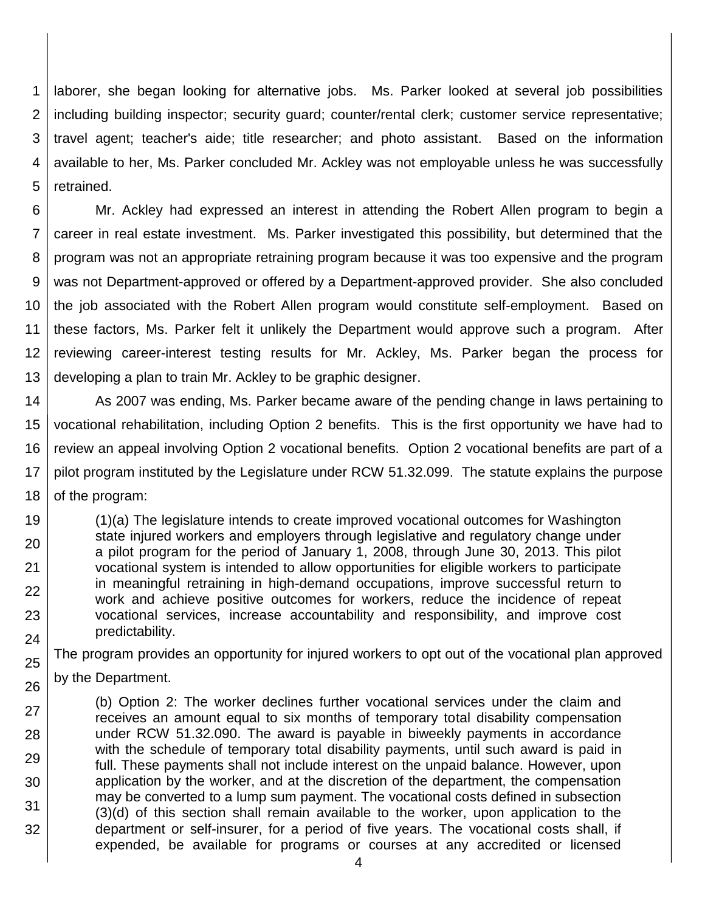laborer, she began looking for alternative jobs. Ms. Parker looked at several job possibilities including building inspector; security guard; counter/rental clerk; customer service representative; travel agent; teacher's aide; title researcher; and photo assistant. Based on the information available to her, Ms. Parker concluded Mr. Ackley was not employable unless he was successfully retrained.

Mr. Ackley had expressed an interest in attending the Robert Allen program to begin a career in real estate investment. Ms. Parker investigated this possibility, but determined that the program was not an appropriate retraining program because it was too expensive and the program was not Department-approved or offered by a Department-approved provider. She also concluded the job associated with the Robert Allen program would constitute self-employment. Based on these factors, Ms. Parker felt it unlikely the Department would approve such a program. After reviewing career-interest testing results for Mr. Ackley, Ms. Parker began the process for developing a plan to train Mr. Ackley to be graphic designer.

As 2007 was ending, Ms. Parker became aware of the pending change in laws pertaining to vocational rehabilitation, including Option 2 benefits. This is the first opportunity we have had to review an appeal involving Option 2 vocational benefits. Option 2 vocational benefits are part of a pilot program instituted by the Legislature under RCW 51.32.099. The statute explains the purpose of the program:

> (1)(a) The legislature intends to create improved vocational outcomes for Washington state injured workers and employers through legislative and regulatory change under a pilot program for the period of January 1, 2008, through June 30, 2013. This pilot vocational system is intended to allow opportunities for eligible workers to participate in meaningful retraining in high-demand occupations, improve successful return to work and achieve positive outcomes for workers, reduce the incidence of repeat vocational services, increase accountability and responsibility, and improve cost predictability.

The program provides an opportunity for injured workers to opt out of the vocational plan approved by the Department.

> (b) Option 2: The worker declines further vocational services under the claim and receives an amount equal to six months of temporary total disability compensation under RCW 51.32.090. The award is payable in biweekly payments in accordance with the schedule of temporary total disability payments, until such award is paid in full. These payments shall not include interest on the unpaid balance. However, upon application by the worker, and at the discretion of the department, the compensation may be converted to a lump sum payment. The vocational costs defined in subsection (3)(d) of this section shall remain available to the worker, upon application to the department or self-insurer, for a period of five years. The vocational costs shall, if expended, be available for programs or courses at any accredited or licensed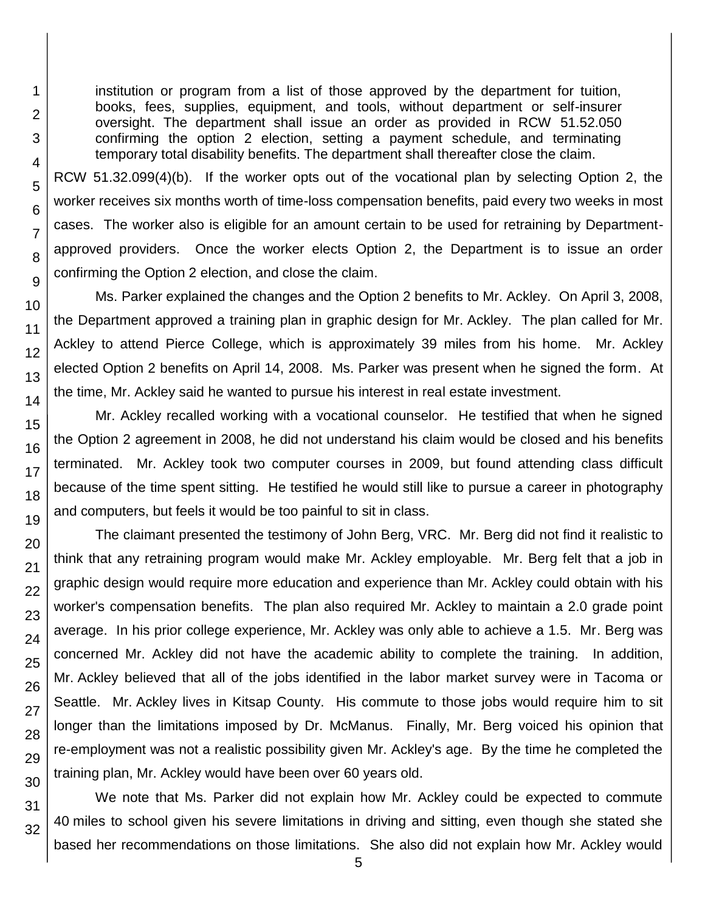> institution or program from a list of those approved by the department for tuition, books, fees, supplies, equipment, and tools, without department or self-insurer oversight. The department shall issue an order as provided in RCW 51.52.050 confirming the option 2 election, setting a payment schedule, and terminating temporary total disability benefits. The department shall thereafter close the claim.

RCW 51.32.099(4)(b). If the worker opts out of the vocational plan by selecting Option 2, the worker receives six months worth of time-loss compensation benefits, paid every two weeks in most cases. The worker also is eligible for an amount certain to be used for retraining by Department-approved providers. Once the worker elects Option 2, the Department is to issue an order confirming the Option 2 election, and close the claim.

Ms. Parker explained the changes and the Option 2 benefits to Mr. Ackley. On April 3, 2008, the Department approved a training plan in graphic design for Mr. Ackley. The plan called for Mr. Ackley to attend Pierce College, which is approximately 39 miles from his home. Mr. Ackley elected Option 2 benefits on April 14, 2008. Ms. Parker was present when he signed the form. At the time, Mr. Ackley said he wanted to pursue his interest in real estate investment.

Mr. Ackley recalled working with a vocational counselor. He testified that when he signed the Option 2 agreement in 2008, he did not understand his claim would be closed and his benefits terminated. Mr. Ackley took two computer courses in 2009, but found attending class difficult because of the time spent sitting. He testified he would still like to pursue a career in photography and computers, but feels it would be too painful to sit in class.

The claimant presented the testimony of John Berg, VRC. Mr. Berg did not find it realistic to think that any retraining program would make Mr. Ackley employable. Mr. Berg felt that a job in graphic design would require more education and experience than Mr. Ackley could obtain with his worker's compensation benefits. The plan also required Mr. Ackley to maintain a 2.0 grade point average. In his prior college experience, Mr. Ackley was only able to achieve a 1.5. Mr. Berg was concerned Mr. Ackley did not have the academic ability to complete the training. In addition, Mr. Ackley believed that all of the jobs identified in the labor market survey were in Tacoma or Seattle. Mr. Ackley lives in Kitsap County. His commute to those jobs would require him to sit longer than the limitations imposed by Dr. McManus. Finally, Mr. Berg voiced his opinion that re-employment was not a realistic possibility given Mr. Ackley's age. By the time he completed the training plan, Mr. Ackley would have been over 60 years old.

We note that Ms. Parker did not explain how Mr. Ackley could be expected to commute 40 miles to school given his severe limitations in driving and sitting, even though she stated she based her recommendations on those limitations. She also did not explain how Mr. Ackley would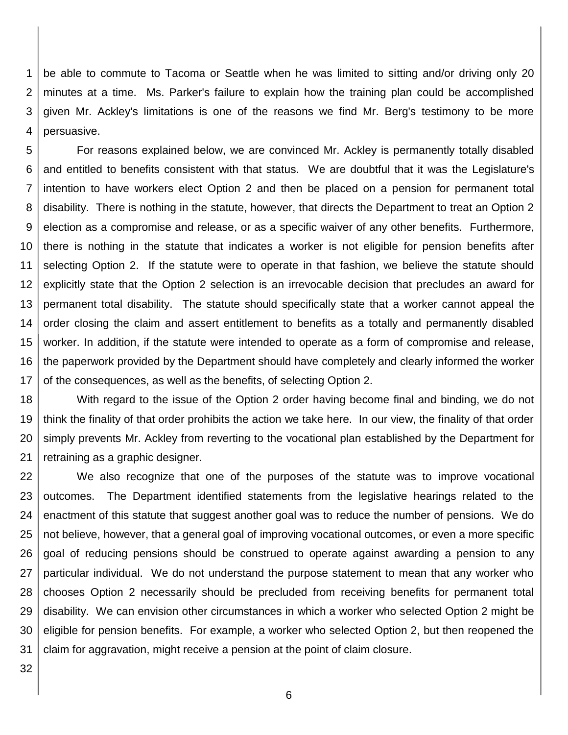be able to commute to Tacoma or Seattle when he was limited to sitting and/or driving only 20 minutes at a time. Ms. Parker's failure to explain how the training plan could be accomplished given Mr. Ackley's limitations is one of the reasons we find Mr. Berg's testimony to be more persuasive.

For reasons explained below, we are convinced Mr. Ackley is permanently totally disabled and entitled to benefits consistent with that status. We are doubtful that it was the Legislature's intention to have workers elect Option 2 and then be placed on a pension for permanent total disability. There is nothing in the statute, however, that directs the Department to treat an Option 2 election as a compromise and release, or as a specific waiver of any other benefits. Furthermore, there is nothing in the statute that indicates a worker is not eligible for pension benefits after selecting Option 2. If the statute were to operate in that fashion, we believe the statute should explicitly state that the Option 2 selection is an irrevocable decision that precludes an award for permanent total disability. The statute should specifically state that a worker cannot appeal the order closing the claim and assert entitlement to benefits as a totally and permanently disabled worker. In addition, if the statute were intended to operate as a form of compromise and release, the paperwork provided by the Department should have completely and clearly informed the worker of the consequences, as well as the benefits, of selecting Option 2.

With regard to the issue of the Option 2 order having become final and binding, we do not think the finality of that order prohibits the action we take here. In our view, the finality of that order simply prevents Mr. Ackley from reverting to the vocational plan established by the Department for retraining as a graphic designer.

We also recognize that one of the purposes of the statute was to improve vocational outcomes. The Department identified statements from the legislative hearings related to the enactment of this statute that suggest another goal was to reduce the number of pensions. We do not believe, however, that a general goal of improving vocational outcomes, or even a more specific goal of reducing pensions should be construed to operate against awarding a pension to any particular individual. We do not understand the purpose statement to mean that any worker who chooses Option 2 necessarily should be precluded from receiving benefits for permanent total disability. We can envision other circumstances in which a worker who selected Option 2 might be eligible for pension benefits. For example, a worker who selected Option 2, but then reopened the claim for aggravation, might receive a pension at the point of claim closure.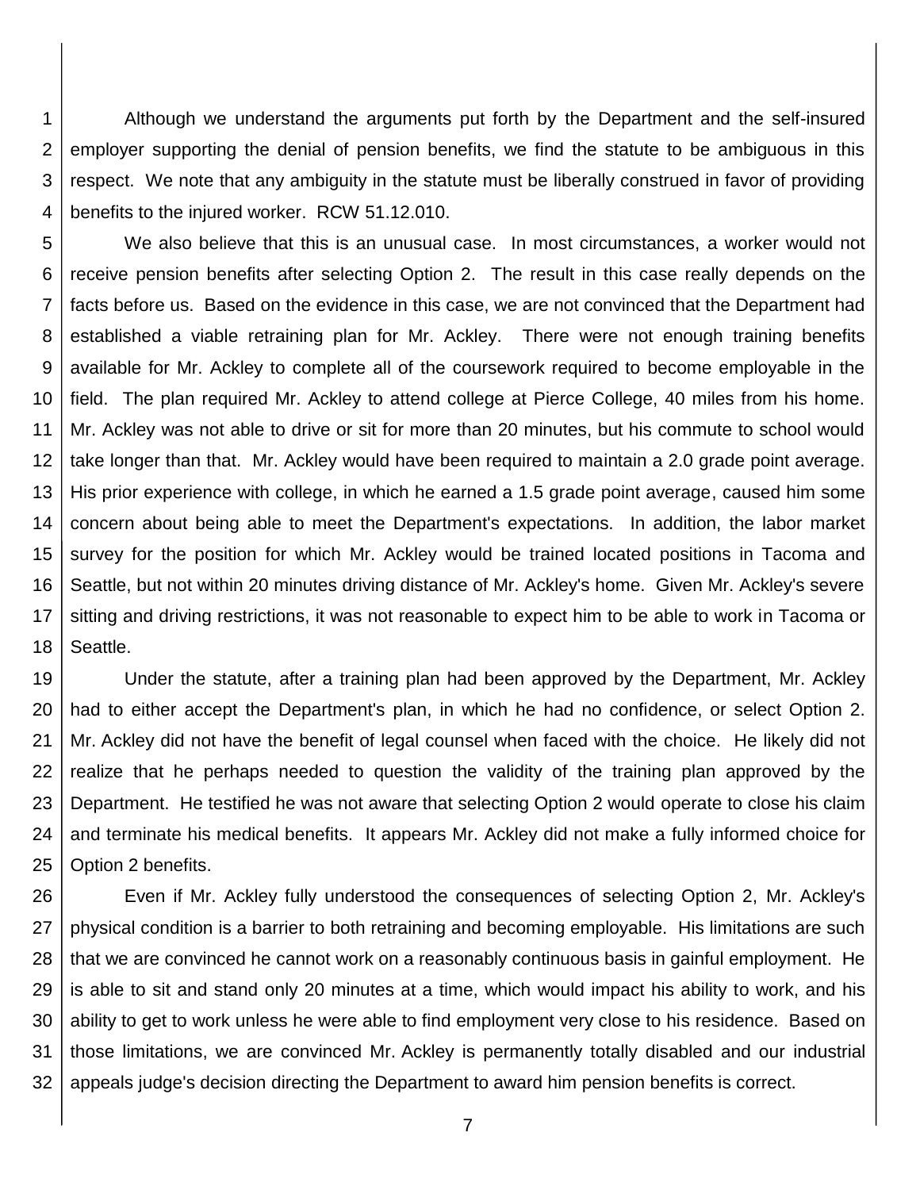Although we understand the arguments put forth by the Department and the self-insured employer supporting the denial of pension benefits, we find the statute to be ambiguous in this respect. We note that any ambiguity in the statute must be liberally construed in favor of providing benefits to the injured worker. RCW 51.12.010.

We also believe that this is an unusual case. In most circumstances, a worker would not receive pension benefits after selecting Option 2. The result in this case really depends on the facts before us. Based on the evidence in this case, we are not convinced that the Department had established a viable retraining plan for Mr. Ackley. There were not enough training benefits available for Mr. Ackley to complete all of the coursework required to become employable in the field. The plan required Mr. Ackley to attend college at Pierce College, 40 miles from his home. Mr. Ackley was not able to drive or sit for more than 20 minutes, but his commute to school would take longer than that. Mr. Ackley would have been required to maintain a 2.0 grade point average. His prior experience with college, in which he earned a 1.5 grade point average, caused him some concern about being able to meet the Department's expectations. In addition, the labor market survey for the position for which Mr. Ackley would be trained located positions in Tacoma and Seattle, but not within 20 minutes driving distance of Mr. Ackley's home. Given Mr. Ackley's severe sitting and driving restrictions, it was not reasonable to expect him to be able to work in Tacoma or Seattle.

Under the statute, after a training plan had been approved by the Department, Mr. Ackley had to either accept the Department's plan, in which he had no confidence, or select Option 2. Mr. Ackley did not have the benefit of legal counsel when faced with the choice. He likely did not realize that he perhaps needed to question the validity of the training plan approved by the Department. He testified he was not aware that selecting Option 2 would operate to close his claim and terminate his medical benefits. It appears Mr. Ackley did not make a fully informed choice for Option 2 benefits.

Even if Mr. Ackley fully understood the consequences of selecting Option 2, Mr. Ackley's physical condition is a barrier to both retraining and becoming employable. His limitations are such that we are convinced he cannot work on a reasonably continuous basis in gainful employment. He is able to sit and stand only 20 minutes at a time, which would impact his ability to work, and his ability to get to work unless he were able to find employment very close to his residence. Based on those limitations, we are convinced Mr. Ackley is permanently totally disabled and our industrial appeals judge's decision directing the Department to award him pension benefits is correct.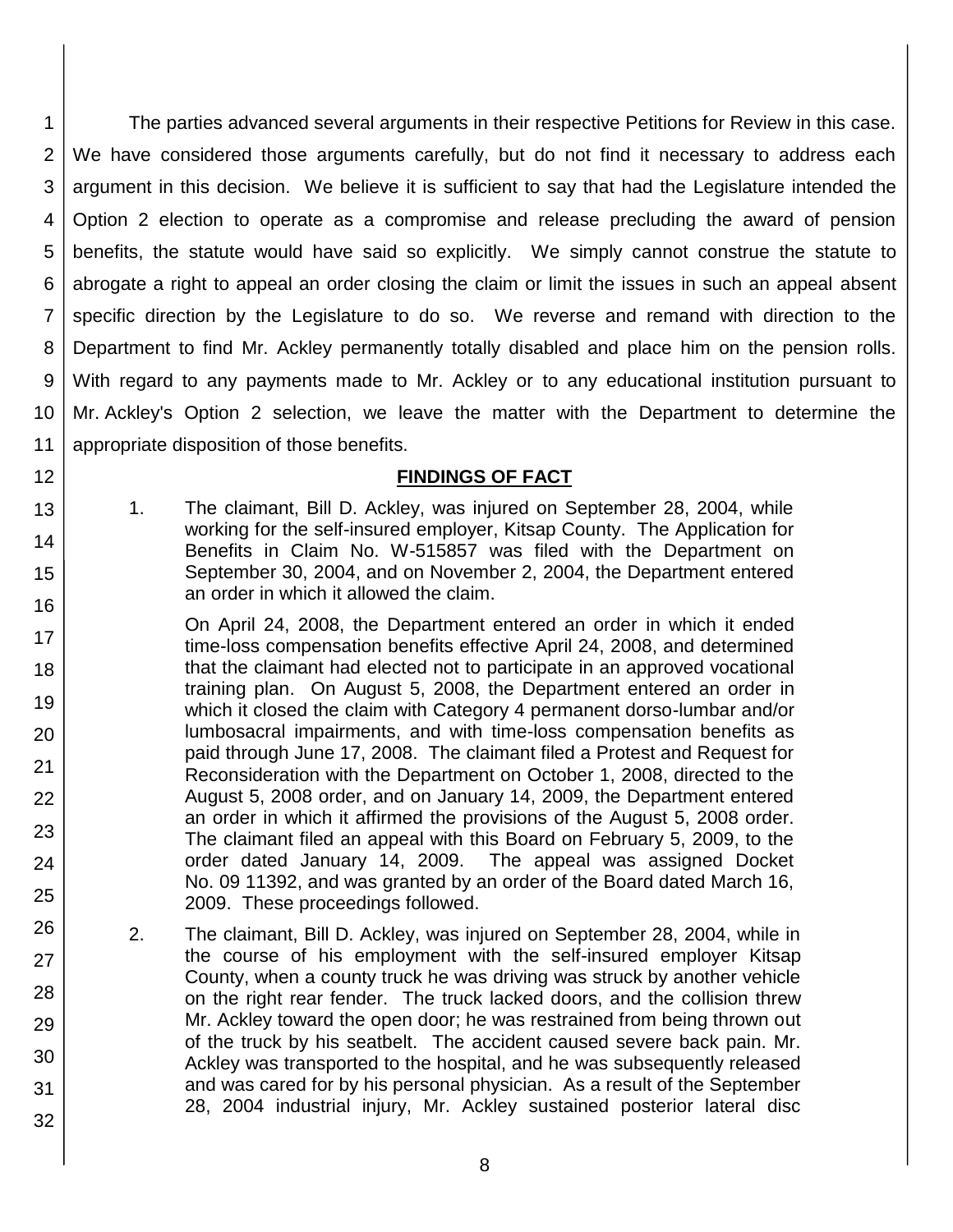The parties advanced several arguments in their respective Petitions for Review in this case. We have considered those arguments carefully, but do not find it necessary to address each argument in this decision. We believe it is sufficient to say that had the Legislature intended the Option 2 election to operate as a compromise and release precluding the award of pension benefits, the statute would have said so explicitly. We simply cannot construe the statute to abrogate a right to appeal an order closing the claim or limit the issues in such an appeal absent specific direction by the Legislature to do so. We reverse and remand with direction to the Department to find Mr. Ackley permanently totally disabled and place him on the pension rolls. With regard to any payments made to Mr. Ackley or to any educational institution pursuant to Mr. Ackley's Option 2 selection, we leave the matter with the Department to determine the appropriate disposition of those benefits.

## FINDINGS OF FACT

1. The claimant, Bill D. Ackley, was injured on September 28, 2004, while working for the self-insured employer, Kitsap County. The Application for Benefits in Claim No. W-515857 was filed with the Department on September 30, 2004, and on November 2, 2004, the Department entered an order in which it allowed the claim.

   On April 24, 2008, the Department entered an order in which it ended time-loss compensation benefits effective April 24, 2008, and determined that the claimant had elected not to participate in an approved vocational training plan. On August 5, 2008, the Department entered an order in which it closed the claim with Category 4 permanent dorso-lumbar and/or lumbosacral impairments, and with time-loss compensation benefits as paid through June 17, 2008. The claimant filed a Protest and Request for Reconsideration with the Department on October 1, 2008, directed to the August 5, 2008 order, and on January 14, 2009, the Department entered an order in which it affirmed the provisions of the August 5, 2008 order. The claimant filed an appeal with this Board on February 5, 2009, to the order dated January 14, 2009. The appeal was assigned Docket No. 09 11392, and was granted by an order of the Board dated March 16, 2009. These proceedings followed.

2. The claimant, Bill D. Ackley, was injured on September 28, 2004, while in the course of his employment with the self-insured employer Kitsap County, when a county truck he was driving was struck by another vehicle on the right rear fender. The truck lacked doors, and the collision threw Mr. Ackley toward the open door; he was restrained from being thrown out of the truck by his seatbelt. The accident caused severe back pain. Mr. Ackley was transported to the hospital, and he was subsequently released and was cared for by his personal physician. As a result of the September 28, 2004 industrial injury, Mr. Ackley sustained posterior lateral disc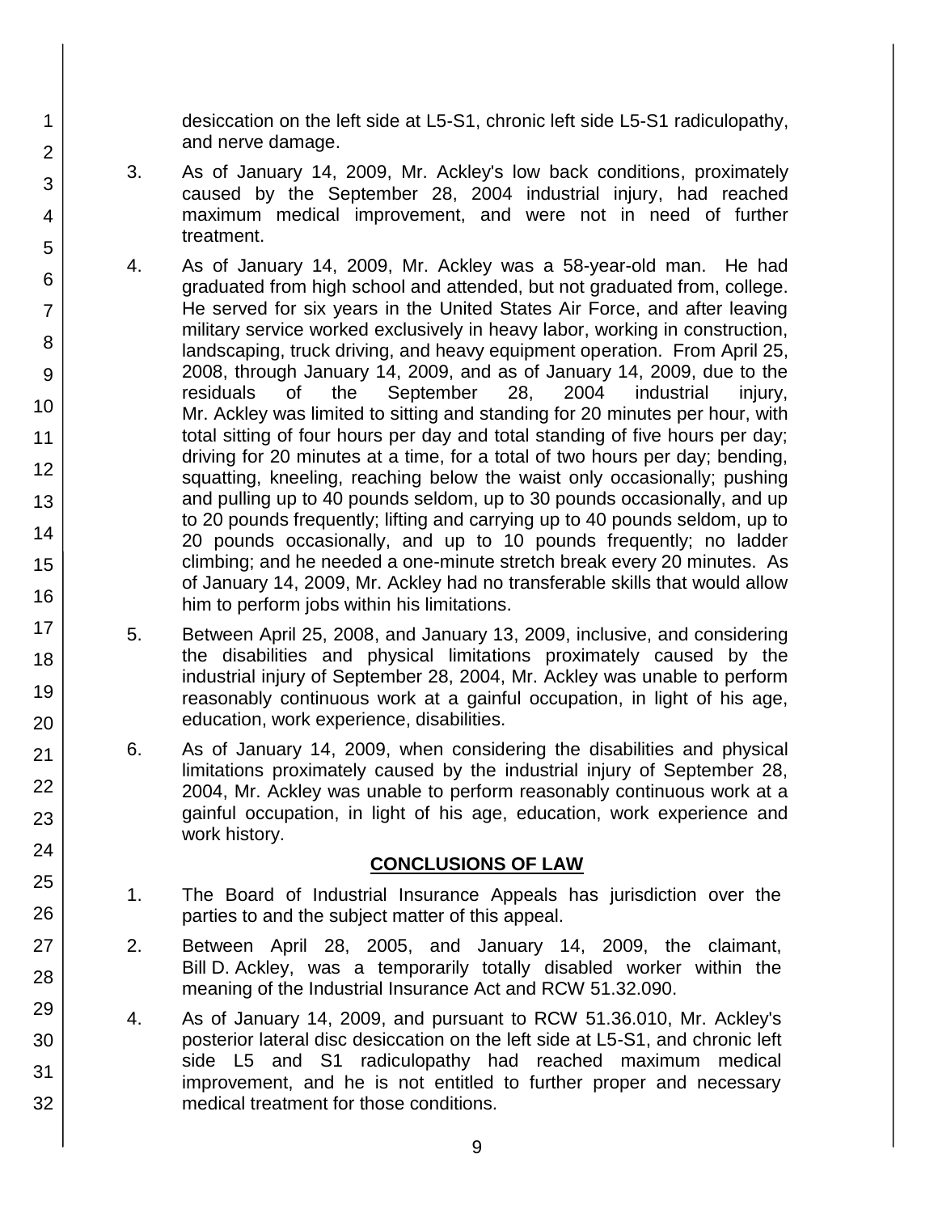desiccation on the left side at L5-S1, chronic left side L5-S1 radiculopathy, and nerve damage.

3. As of January 14, 2009, Mr. Ackley's low back conditions, proximately caused by the September 28, 2004 industrial injury, had reached maximum medical improvement, and were not in need of further treatment.

4. As of January 14, 2009, Mr. Ackley was a 58-year-old man. He had graduated from high school and attended, but not graduated from, college. He served for six years in the United States Air Force, and after leaving military service worked exclusively in heavy labor, working in construction, landscaping, truck driving, and heavy equipment operation. From April 25, 2008, through January 14, 2009, and as of January 14, 2009, due to the residuals of the September 28, 2004 industrial injury, Mr. Ackley was limited to sitting and standing for 20 minutes per hour, with total sitting of four hours per day and total standing of five hours per day; driving for 20 minutes at a time, for a total of two hours per day; bending, squatting, kneeling, reaching below the waist only occasionally; pushing and pulling up to 40 pounds seldom, up to 30 pounds occasionally, and up to 20 pounds frequently; lifting and carrying up to 40 pounds seldom, up to 20 pounds occasionally, and up to 10 pounds frequently; no ladder climbing; and he needed a one-minute stretch break every 20 minutes. As of January 14, 2009, Mr. Ackley had no transferable skills that would allow him to perform jobs within his limitations.

5. Between April 25, 2008, and January 13, 2009, inclusive, and considering the disabilities and physical limitations proximately caused by the industrial injury of September 28, 2004, Mr. Ackley was unable to perform reasonably continuous work at a gainful occupation, in light of his age, education, work experience, disabilities.

6. As of January 14, 2009, when considering the disabilities and physical limitations proximately caused by the industrial injury of September 28, 2004, Mr. Ackley was unable to perform reasonably continuous work at a gainful occupation, in light of his age, education, work experience and work history.

## CONCLUSIONS OF LAW

1. The Board of Industrial Insurance Appeals has jurisdiction over the parties to and the subject matter of this appeal.

2. Between April 28, 2005, and January 14, 2009, the claimant, Bill D. Ackley, was a temporarily totally disabled worker within the meaning of the Industrial Insurance Act and RCW 51.32.090.

4. As of January 14, 2009, and pursuant to RCW 51.36.010, Mr. Ackley's posterior lateral disc desiccation on the left side at L5-S1, and chronic left side L5 and S1 radiculopathy had reached maximum medical improvement, and he is not entitled to further proper and necessary medical treatment for those conditions.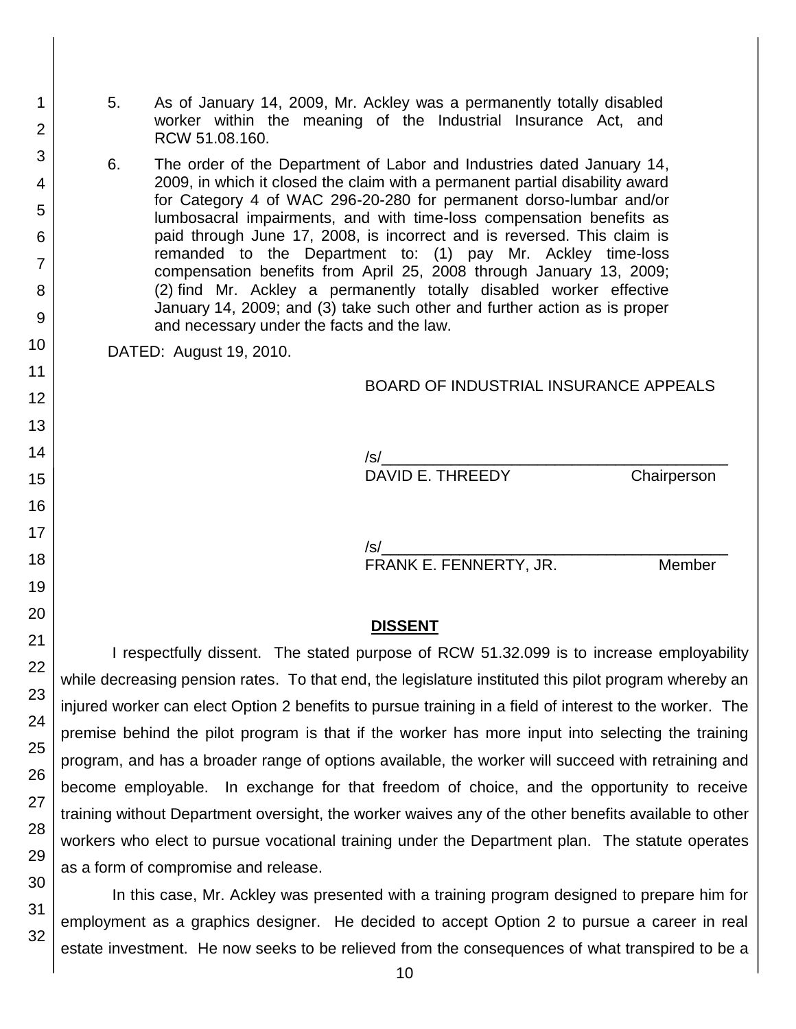5. As of January 14, 2009, Mr. Ackley was a permanently totally disabled worker within the meaning of the Industrial Insurance Act, and RCW 51.08.160.

6. The order of the Department of Labor and Industries dated January 14, 2009, in which it closed the claim with a permanent partial disability award for Category 4 of WAC 296-20-280 for permanent dorso-lumbar and/or lumbosacral impairments, and with time-loss compensation benefits as paid through June 17, 2008, is incorrect and is reversed. This claim is remanded to the Department to: (1) pay Mr. Ackley time-loss compensation benefits from April 25, 2008 through January 13, 2009; (2) find Mr. Ackley a permanently totally disabled worker effective January 14, 2009; and (3) take such other and further action as is proper and necessary under the facts and the law.

DATED: August 19, 2010.

BOARD OF INDUSTRIAL INSURANCE APPEALS

/s/\_\_\_\_\_\_\_\_\_\_\_\_\_\_\_\_\_\_\_\_\_\_\_\_\_\_\_\_\_\_\_\_\_\_\_\_\_\_\_\_
DAVID E. THREEDY Chairperson

/s/\_\_\_\_\_\_\_\_\_\_\_\_\_\_\_\_\_\_\_\_\_\_\_\_\_\_\_\_\_\_\_\_\_\_\_\_\_\_\_\_
FRANK E. FENNERTY, JR. Member

## DISSENT

I respectfully dissent. The stated purpose of RCW 51.32.099 is to increase employability while decreasing pension rates. To that end, the legislature instituted this pilot program whereby an injured worker can elect Option 2 benefits to pursue training in a field of interest to the worker. The premise behind the pilot program is that if the worker has more input into selecting the training program, and has a broader range of options available, the worker will succeed with retraining and become employable. In exchange for that freedom of choice, and the opportunity to receive training without Department oversight, the worker waives any of the other benefits available to other workers who elect to pursue vocational training under the Department plan. The statute operates as a form of compromise and release.

In this case, Mr. Ackley was presented with a training program designed to prepare him for employment as a graphics designer. He decided to accept Option 2 to pursue a career in real estate investment. He now seeks to be relieved from the consequences of what transpired to be a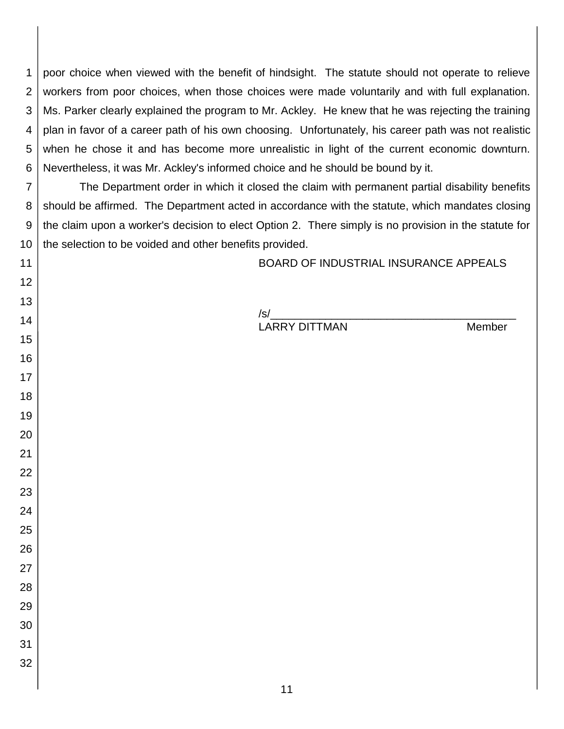poor choice when viewed with the benefit of hindsight. The statute should not operate to relieve workers from poor choices, when those choices were made voluntarily and with full explanation. Ms. Parker clearly explained the program to Mr. Ackley. He knew that he was rejecting the training plan in favor of a career path of his own choosing. Unfortunately, his career path was not realistic when he chose it and has become more unrealistic in light of the current economic downturn. Nevertheless, it was Mr. Ackley's informed choice and he should be bound by it.

The Department order in which it closed the claim with permanent partial disability benefits should be affirmed. The Department acted in accordance with the statute, which mandates closing the claim upon a worker's decision to elect Option 2. There simply is no provision in the statute for the selection to be voided and other benefits provided.

BOARD OF INDUSTRIAL INSURANCE APPEALS

/s/________________________________________

LARRY DITTMAN Member